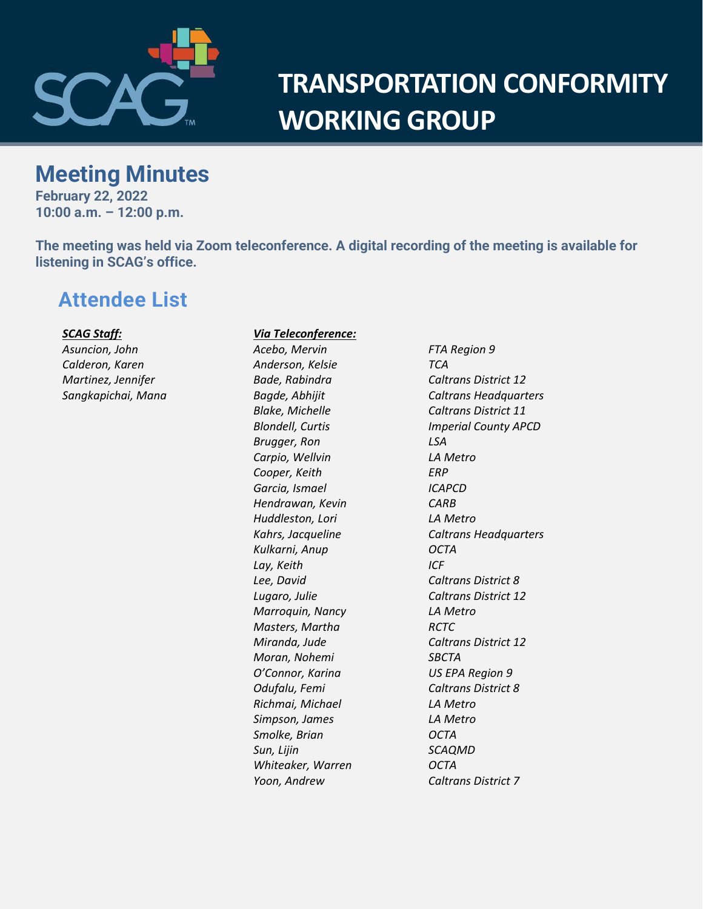# TRANSPORTATION CONFORMITY WORKING GROUP

## Meeting Minutes

**February 22, 2022**
**10:00 a.m. – 12:00 p.m.**

**The meeting was held via Zoom teleconference. A digital recording of the meeting is available for listening in SCAG's office.**

## Attendee List

***SCAG Staff:***

*Asuncion, John*
*Calderon, Karen*
*Martinez, Jennifer*
*Sangkapichai, Mana*

***Via Teleconference:***

| Name | Agency |
|---|---|
| *Acebo, Mervin* | *FTA Region 9* |
| *Anderson, Kelsie* | *TCA* |
| *Bade, Rabindra* | *Caltrans District 12* |
| *Bagde, Abhijit* | *Caltrans Headquarters* |
| *Blake, Michelle* | *Caltrans District 11* |
| *Blondell, Curtis* | *Imperial County APCD* |
| *Brugger, Ron* | *LSA* |
| *Carpio, Wellvin* | *LA Metro* |
| *Cooper, Keith* | *ERP* |
| *Garcia, Ismael* | *ICAPCD* |
| *Hendrawan, Kevin* | *CARB* |
| *Huddleston, Lori* | *LA Metro* |
| *Kahrs, Jacqueline* | *Caltrans Headquarters* |
| *Kulkarni, Anup* | *OCTA* |
| *Lay, Keith* | *ICF* |
| *Lee, David* | *Caltrans District 8* |
| *Lugaro, Julie* | *Caltrans District 12* |
| *Marroquin, Nancy* | *LA Metro* |
| *Masters, Martha* | *RCTC* |
| *Miranda, Jude* | *Caltrans District 12* |
| *Moran, Nohemi* | *SBCTA* |
| *O'Connor, Karina* | *US EPA Region 9* |
| *Odufalu, Femi* | *Caltrans District 8* |
| *Richmai, Michael* | *LA Metro* |
| *Simpson, James* | *LA Metro* |
| *Smolke, Brian* | *OCTA* |
| *Sun, Lijin* | *SCAQMD* |
| *Whiteaker, Warren* | *OCTA* |
| *Yoon, Andrew* | *Caltrans District 7* |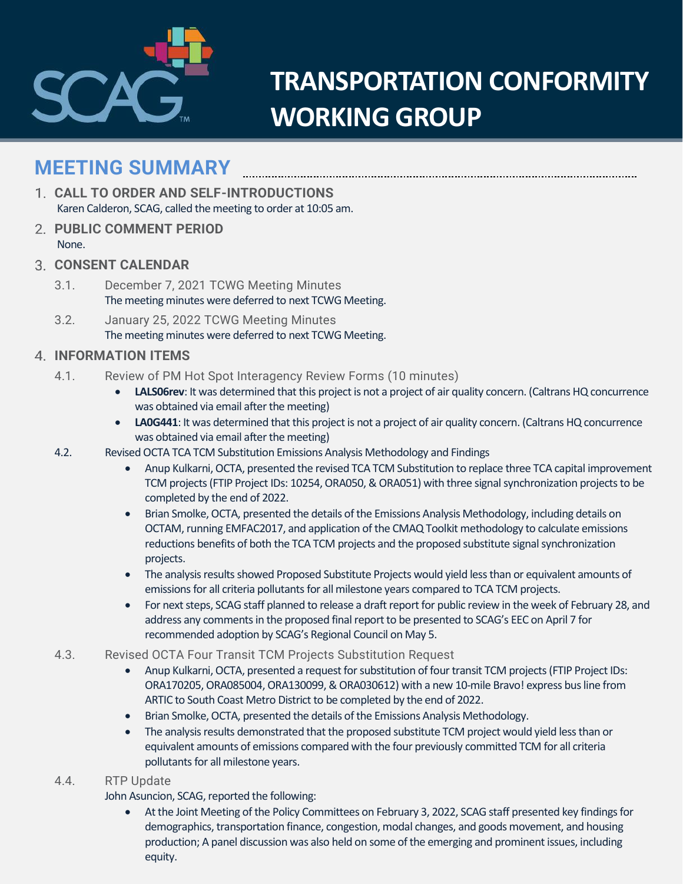# TRANSPORTATION CONFORMITY WORKING GROUP

## MEETING SUMMARY

1. **CALL TO ORDER AND SELF-INTRODUCTIONS**
   Karen Calderon, SCAG, called the meeting to order at 10:05 am.

2. **PUBLIC COMMENT PERIOD**
   None.

3. **CONSENT CALENDAR**

   3.1. December 7, 2021 TCWG Meeting Minutes
   The meeting minutes were deferred to next TCWG Meeting.

   3.2. January 25, 2022 TCWG Meeting Minutes
   The meeting minutes were deferred to next TCWG Meeting.

4. **INFORMATION ITEMS**

   4.1. Review of PM Hot Spot Interagency Review Forms (10 minutes)
   - **LALS06rev**: It was determined that this project is not a project of air quality concern. (Caltrans HQ concurrence was obtained via email after the meeting)
   - **LA0G441**: It was determined that this project is not a project of air quality concern. (Caltrans HQ concurrence was obtained via email after the meeting)

   4.2. Revised OCTA TCA TCM Substitution Emissions Analysis Methodology and Findings
   - Anup Kulkarni, OCTA, presented the revised TCA TCM Substitution to replace three TCA capital improvement TCM projects (FTIP Project IDs: 10254, ORA050, & ORA051) with three signal synchronization projects to be completed by the end of 2022.
   - Brian Smolke, OCTA, presented the details of the Emissions Analysis Methodology, including details on OCTAM, running EMFAC2017, and application of the CMAQ Toolkit methodology to calculate emissions reductions benefits of both the TCA TCM projects and the proposed substitute signal synchronization projects.
   - The analysis results showed Proposed Substitute Projects would yield less than or equivalent amounts of emissions for all criteria pollutants for all milestone years compared to TCA TCM projects.
   - For next steps, SCAG staff planned to release a draft report for public review in the week of February 28, and address any comments in the proposed final report to be presented to SCAG's EEC on April 7 for recommended adoption by SCAG's Regional Council on May 5.

   4.3. Revised OCTA Four Transit TCM Projects Substitution Request
   - Anup Kulkarni, OCTA, presented a request for substitution of four transit TCM projects (FTIP Project IDs: ORA170205, ORA085004, ORA130099, & ORA030612) with a new 10-mile Bravo! express bus line from ARTIC to South Coast Metro District to be completed by the end of 2022.
   - Brian Smolke, OCTA, presented the details of the Emissions Analysis Methodology.
   - The analysis results demonstrated that the proposed substitute TCM project would yield less than or equivalent amounts of emissions compared with the four previously committed TCM for all criteria pollutants for all milestone years.

   4.4. RTP Update
   John Asuncion, SCAG, reported the following:
   - At the Joint Meeting of the Policy Committees on February 3, 2022, SCAG staff presented key findings for demographics, transportation finance, congestion, modal changes, and goods movement, and housing production; A panel discussion was also held on some of the emerging and prominent issues, including equity.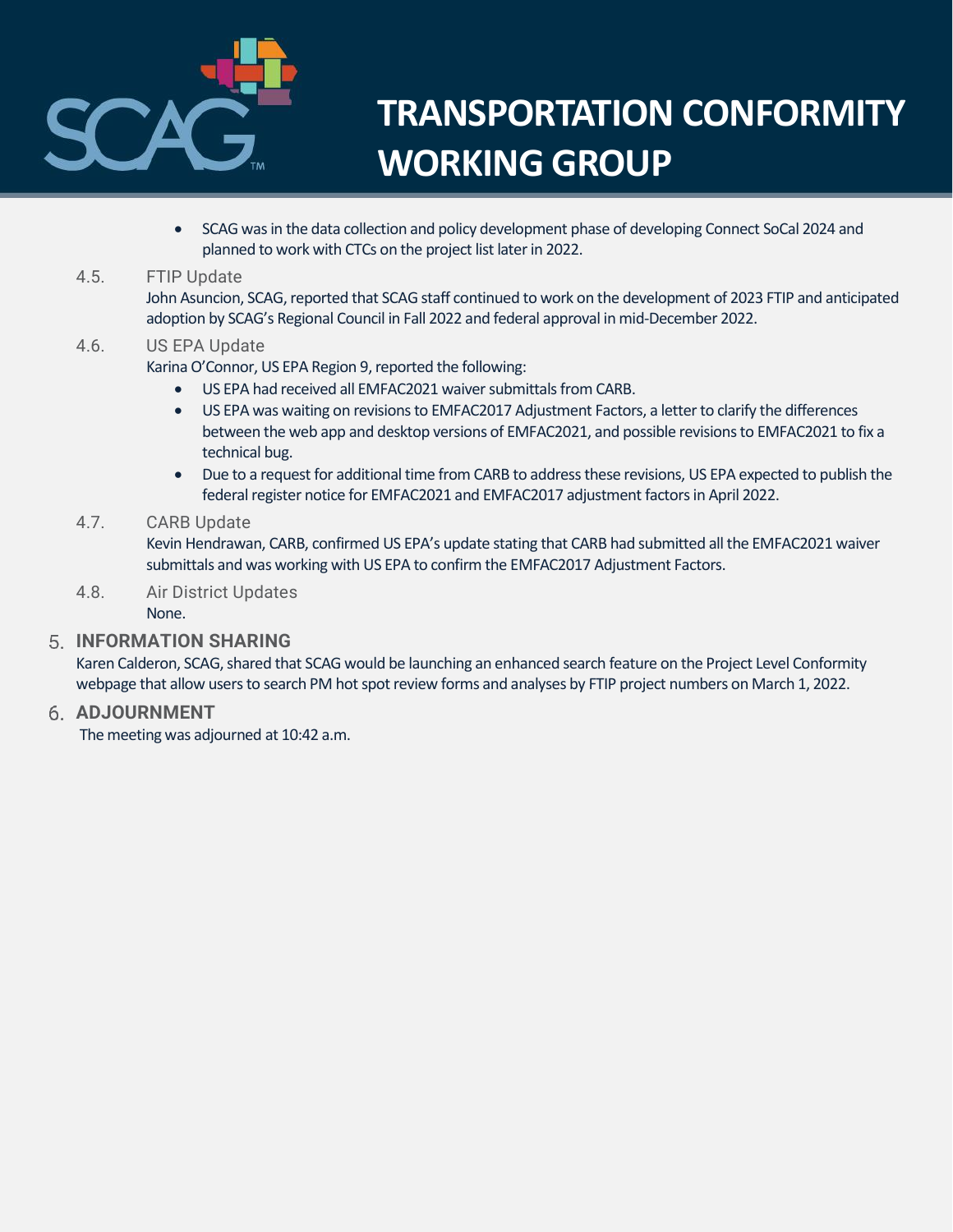- SCAG was in the data collection and policy development phase of developing Connect SoCal 2024 and planned to work with CTCs on the project list later in 2022.

4.5. FTIP Update

John Asuncion, SCAG, reported that SCAG staff continued to work on the development of 2023 FTIP and anticipated adoption by SCAG's Regional Council in Fall 2022 and federal approval in mid-December 2022.

4.6. US EPA Update

Karina O'Connor, US EPA Region 9, reported the following:

- US EPA had received all EMFAC2021 waiver submittals from CARB.
- US EPA was waiting on revisions to EMFAC2017 Adjustment Factors, a letter to clarify the differences between the web app and desktop versions of EMFAC2021, and possible revisions to EMFAC2021 to fix a technical bug.
- Due to a request for additional time from CARB to address these revisions, US EPA expected to publish the federal register notice for EMFAC2021 and EMFAC2017 adjustment factors in April 2022.

4.7. CARB Update

Kevin Hendrawan, CARB, confirmed US EPA's update stating that CARB had submitted all the EMFAC2021 waiver submittals and was working with US EPA to confirm the EMFAC2017 Adjustment Factors.

4.8. Air District Updates

None.

## 5. INFORMATION SHARING

Karen Calderon, SCAG, shared that SCAG would be launching an enhanced search feature on the Project Level Conformity webpage that allow users to search PM hot spot review forms and analyses by FTIP project numbers on March 1, 2022.

## 6. ADJOURNMENT

The meeting was adjourned at 10:42 a.m.